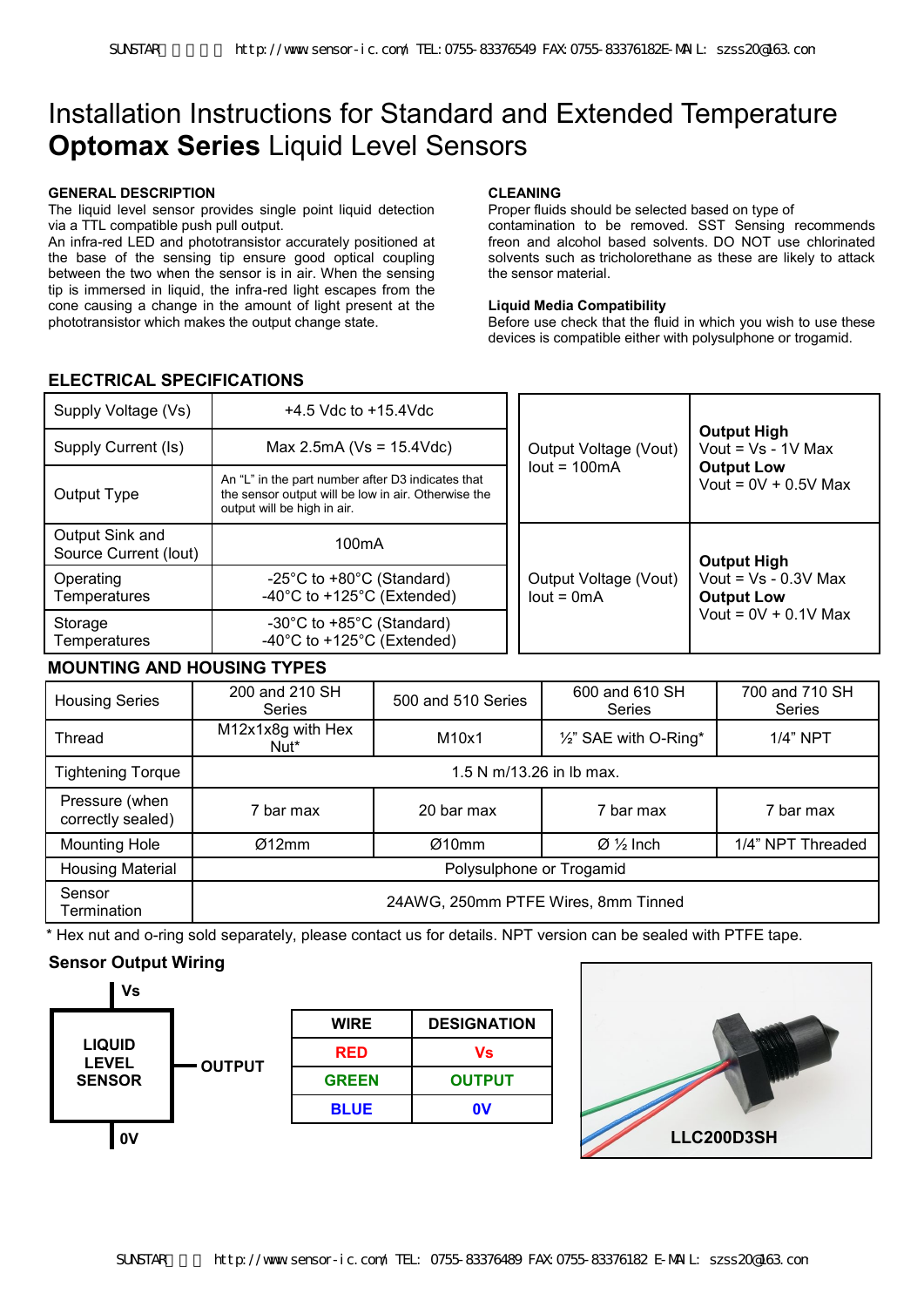# Installation Instructions for Standard and Extended Temperature **Optomax Series** Liquid Level Sensors

### GENERAL DESCRIPTION

The liquid level sensor provides single point liquid detection via a TTL compatible push pull output.
An infra-red LED and phototransistor accurately positioned at the base of the sensing tip ensure good optical coupling between the two when the sensor is in air. When the sensing tip is immersed in liquid, the infra-red light escapes from the cone causing a change in the amount of light present at the phototransistor which makes the output change state.

### CLEANING

Proper fluids should be selected based on type of contamination to be removed. SST Sensing recommends freon and alcohol based solvents. DO NOT use chlorinated solvents such as tricholorethane as these are likely to attack the sensor material.

**Liquid Media Compatibility**

Before use check that the fluid in which you wish to use these devices is compatible either with polysulphone or trogamid.

## ELECTRICAL SPECIFICATIONS

| | |
|---|---|
| Supply Voltage (Vs) | +4.5 Vdc to +15.4Vdc |
| Supply Current (Is) | Max 2.5mA (Vs = 15.4Vdc) |
| Output Type | An "L" in the part number after D3 indicates that the sensor output will be low in air. Otherwise the output will be high in air. |
| Output Sink and Source Current (Iout) | 100mA |
| Operating Temperatures | -25°C to +80°C (Standard)<br>-40°C to +125°C (Extended) |
| Storage Temperatures | -30°C to +85°C (Standard)<br>-40°C to +125°C (Extended) |

| | |
|---|---|
| Output Voltage (Vout)<br>Iout = 100mA | **Output High**<br>Vout = Vs - 1V Max<br>**Output Low**<br>Vout = 0V + 0.5V Max |
| Output Voltage (Vout)<br>Iout = 0mA | **Output High**<br>Vout = Vs - 0.3V Max<br>**Output Low**<br>Vout = 0V + 0.1V Max |

## MOUNTING AND HOUSING TYPES

| Housing Series | 200 and 210 SH Series | 500 and 510 Series | 600 and 610 SH Series | 700 and 710 SH Series |
|---|---|---|---|---|
| Thread | M12x1x8g with Hex Nut* | M10x1 | ½" SAE with O-Ring* | 1/4" NPT |
| Tightening Torque | 1.5 N m/13.26 in lb max. | | | |
| Pressure (when correctly sealed) | 7 bar max | 20 bar max | 7 bar max | 7 bar max |
| Mounting Hole | Ø12mm | Ø10mm | Ø ½ Inch | 1/4" NPT Threaded |
| Housing Material | Polysulphone or Trogamid | | | |
| Sensor Termination | 24AWG, 250mm PTFE Wires, 8mm Tinned | | | |

\* Hex nut and o-ring sold separately, please contact us for details. NPT version can be sealed with PTFE tape.

### Sensor Output Wiring

Vs

LIQUID LEVEL SENSOR — OUTPUT

0V

| WIRE | DESIGNATION |
|---|---|
| RED | Vs |
| GREEN | OUTPUT |
| BLUE | 0V |

LLC200D3SH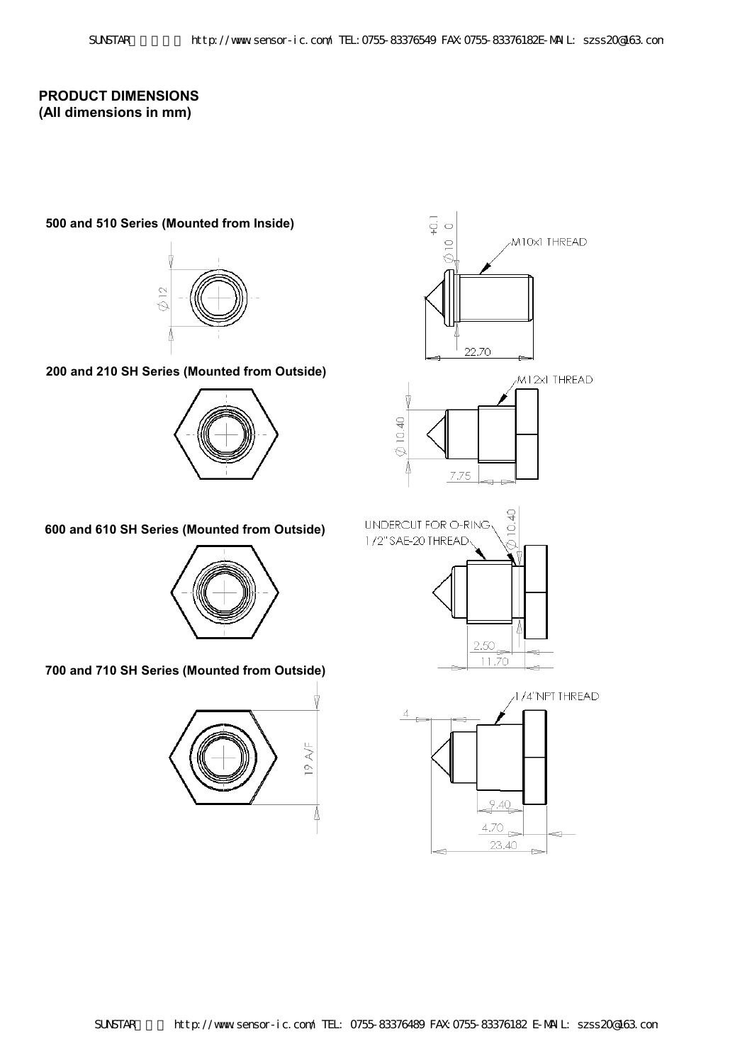## PRODUCT DIMENSIONS
**(All dimensions in mm)**

**500 and 510 Series (Mounted from Inside)**

Ø12

+0.1
Ø10 0

M10x1 THREAD

22.70

**200 and 210 SH Series (Mounted from Outside)**

M12x1 THREAD

Ø10.40

7.75

**600 and 610 SH Series (Mounted from Outside)**

UNDERCUT FOR O-RING

1/2" SAE-20 THREAD

Ø10.40

2.50

11.70

**700 and 710 SH Series (Mounted from Outside)**

19 A/F

1/4"NPT THREAD

4

9.40

4.70

23.40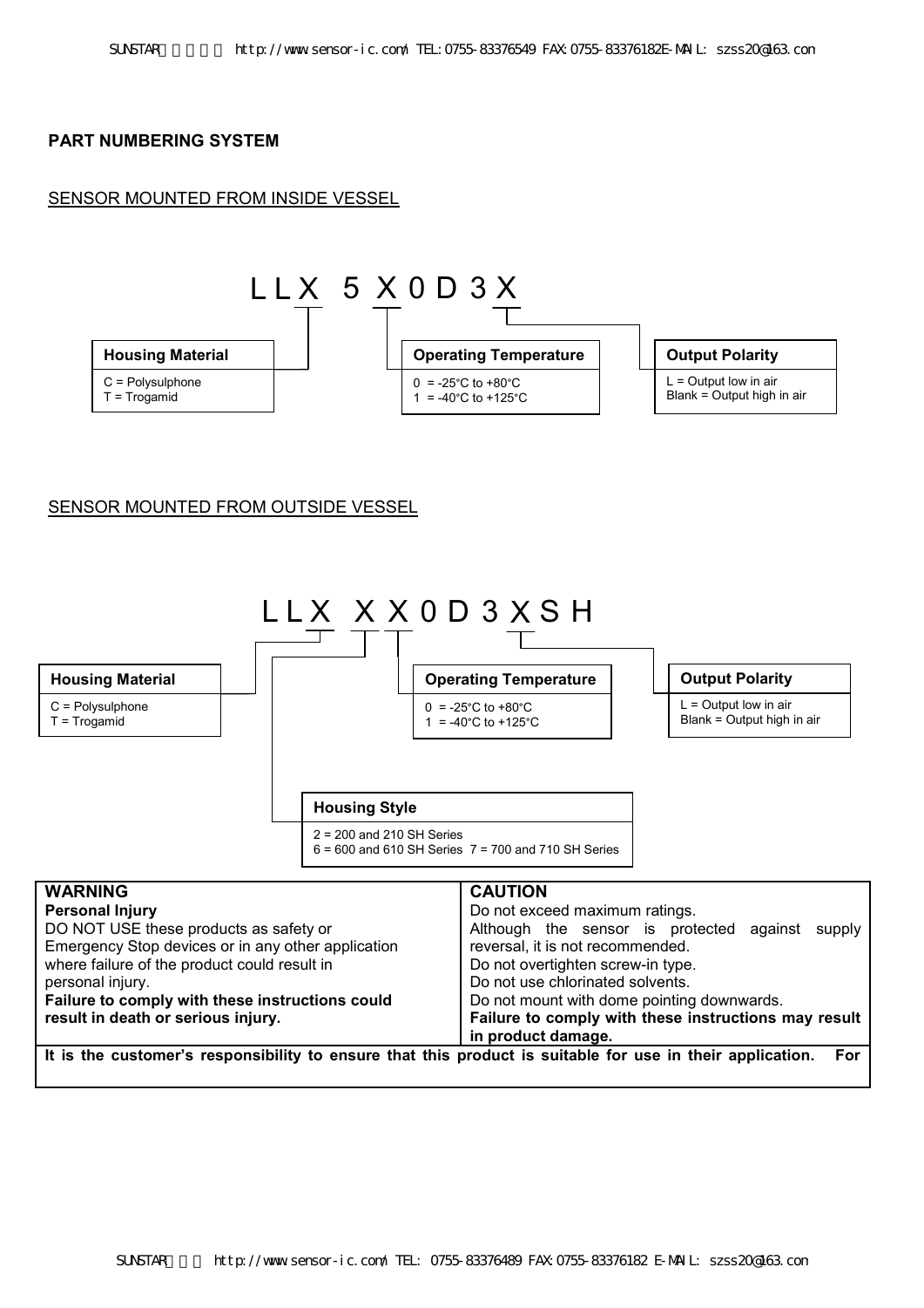## PART NUMBERING SYSTEM

### SENSOR MOUNTED FROM INSIDE VESSEL

LLX 5 X 0 D 3 X

**Housing Material**
C = Polysulphone
T = Trogamid

**Operating Temperature**
0 = -25°C to +80°C
1 = -40°C to +125°C

**Output Polarity**
L = Output low in air
Blank = Output high in air

### SENSOR MOUNTED FROM OUTSIDE VESSEL

LLX X X 0 D 3 X S H

**Housing Material**
C = Polysulphone
T = Trogamid

**Operating Temperature**
0 = -25°C to +80°C
1 = -40°C to +125°C

**Output Polarity**
L = Output low in air
Blank = Output high in air

**Housing Style**
2 = 200 and 210 SH Series
6 = 600 and 610 SH Series 7 = 700 and 710 SH Series

| WARNING | CAUTION |
| --- | --- |
| **Personal Injury**<br>DO NOT USE these products as safety or Emergency Stop devices or in any other application where failure of the product could result in personal injury.<br>**Failure to comply with these instructions could result in death or serious injury.** | Do not exceed maximum ratings.<br>Although the sensor is protected against supply reversal, it is not recommended.<br>Do not overtighten screw-in type.<br>Do not use chlorinated solvents.<br>Do not mount with dome pointing downwards.<br>**Failure to comply with these instructions may result in product damage.** |

**It is the customer's responsibility to ensure that this product is suitable for use in their application. For**